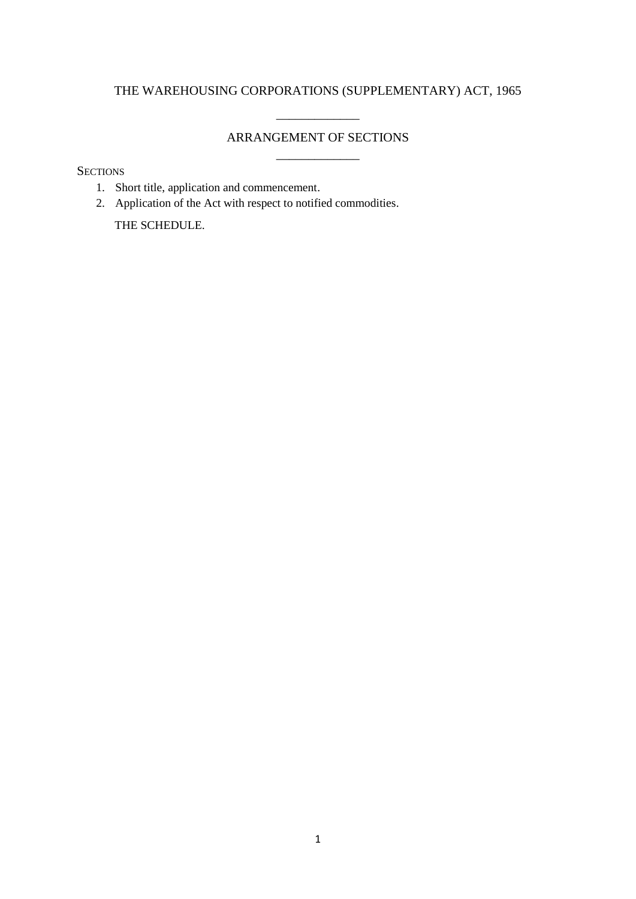# THE WARE​HOUSING CORPORATIONS (SUPPLEMENTARY) ACT, 1965

## ARRANGEMENT OF SECTIONS

SECTIONS

1. Short title, application and commencement.
2. Application of the Act with respect to notified commodities.

THE SCHEDULE.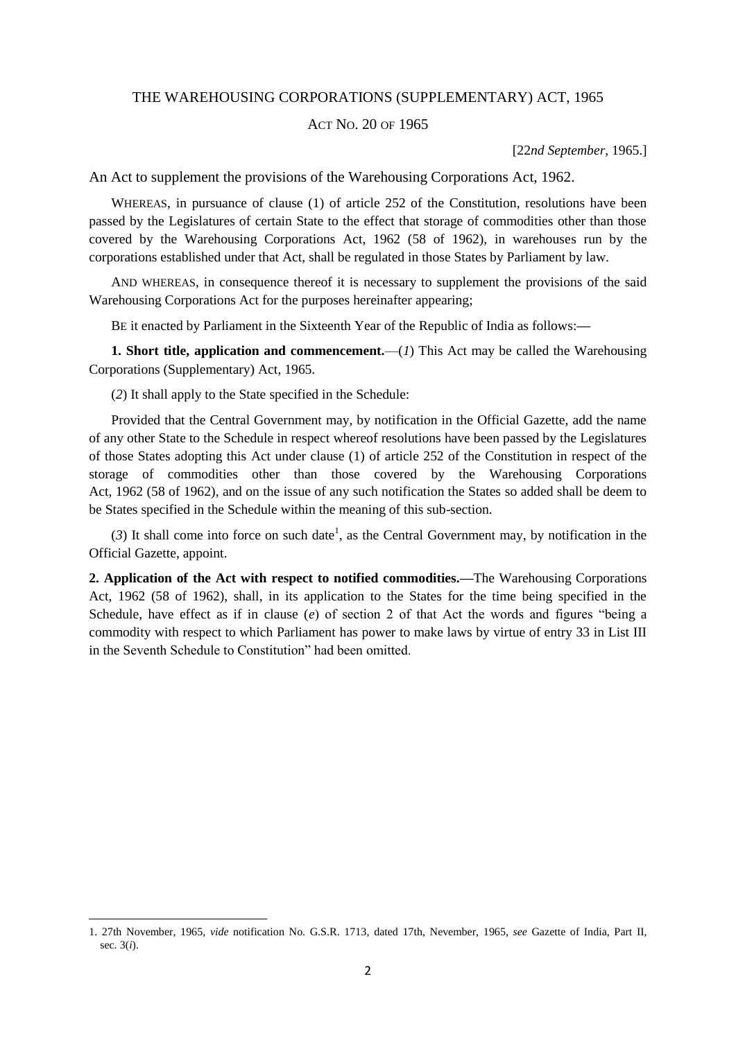# THE WAREHOUSING CORPORATIONS (SUPPLEMENTARY) ACT, 1965

## ACT NO. 20 OF 1965

[22*nd September*, 1965.]

An Act to supplement the provisions of the Warehousing Corporations Act, 1962.

WHEREAS, in pursuance of clause (1) of article 252 of the Constitution, resolutions have been passed by the Legislatures of certain State to the effect that storage of commodities other than those covered by the Warehousing Corporations Act, 1962 (58 of 1962), in warehouses run by the corporations established under that Act, shall be regulated in those States by Parliament by law.

AND WHEREAS, in consequence thereof it is necessary to supplement the provisions of the said Warehousing Corporations Act for the purposes hereinafter appearing;

BE it enacted by Parliament in the Sixteenth Year of the Republic of India as follows:—

**1. Short title, application and commencement.**—(*1*) This Act may be called the Warehousing Corporations (Supplementary) Act, 1965.

(*2*) It shall apply to the State specified in the Schedule:

Provided that the Central Government may, by notification in the Official Gazette, add the name of any other State to the Schedule in respect whereof resolutions have been passed by the Legislatures of those States adopting this Act under clause (1) of article 252 of the Constitution in respect of the storage of commodities other than those covered by the Warehousing Corporations Act, 1962 (58 of 1962), and on the issue of any such notification the States so added shall be deem to be States specified in the Schedule within the meaning of this sub-section.

(*3*) It shall come into force on such date[1], as the Central Government may, by notification in the Official Gazette, appoint.

**2. Application of the Act with respect to notified commodities.**—The Warehousing Corporations Act, 1962 (58 of 1962), shall, in its application to the States for the time being specified in the Schedule, have effect as if in clause (*e*) of section 2 of that Act the words and figures "being a commodity with respect to which Parliament has power to make laws by virtue of entry 33 in List III in the Seventh Schedule to Constitution" had been omitted.

1. 27th November, 1965, *vide* notification No. G.S.R. 1713, dated 17th, November, 1965, *see* Gazette of India, Part II, sec. 3(*i*).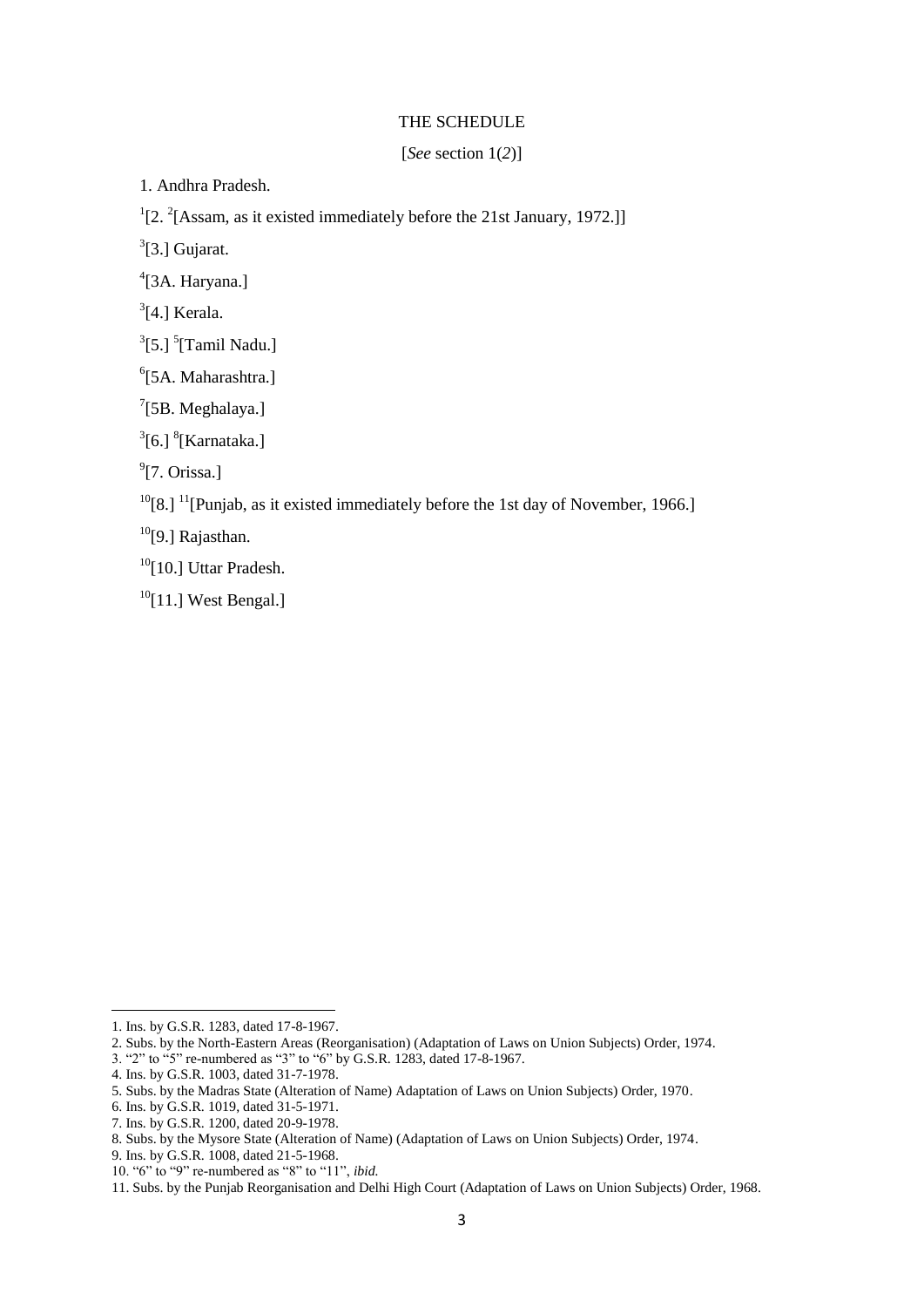# THE SCHEDULE

[*See* section 1(*2*)]

1. Andhra Pradesh.

[1][2. [2][Assam, as it existed immediately before the 21st January, 1972.]]

[3][3.] Gujarat.

[4][3A. Haryana.]

[3][4.] Kerala.

[3][5.] [5][Tamil Nadu.]

[6][5A. Maharashtra.]

[7][5B. Meghalaya.]

[3][6.] [8][Karnataka.]

[9][7. Orissa.]

[10][8.] [11][Punjab, as it existed immediately before the 1st day of November, 1966.]

[10][9.] Rajasthan.

[10][10.] Uttar Pradesh.

[10][11.] West Bengal.]

---

1. Ins. by G.S.R. 1283, dated 17-8-1967.
2. Subs. by the North-Eastern Areas (Reorganisation) (Adaptation of Laws on Union Subjects) Order, 1974.
3. "2" to "5" re-numbered as "3" to "6" by G.S.R. 1283, dated 17-8-1967.
4. Ins. by G.S.R. 1003, dated 31-7-1978.
5. Subs. by the Madras State (Alteration of Name) Adaptation of Laws on Union Subjects) Order, 1970.
6. Ins. by G.S.R. 1019, dated 31-5-1971.
7. Ins. by G.S.R. 1200, dated 20-9-1978.
8. Subs. by the Mysore State (Alteration of Name) (Adaptation of Laws on Union Subjects) Order, 1974.
9. Ins. by G.S.R. 1008, dated 21-5-1968.
10. "6" to "9" re-numbered as "8" to "11", *ibid.*
11. Subs. by the Punjab Reorganisation and Delhi High Court (Adaptation of Laws on Union Subjects) Order, 1968.